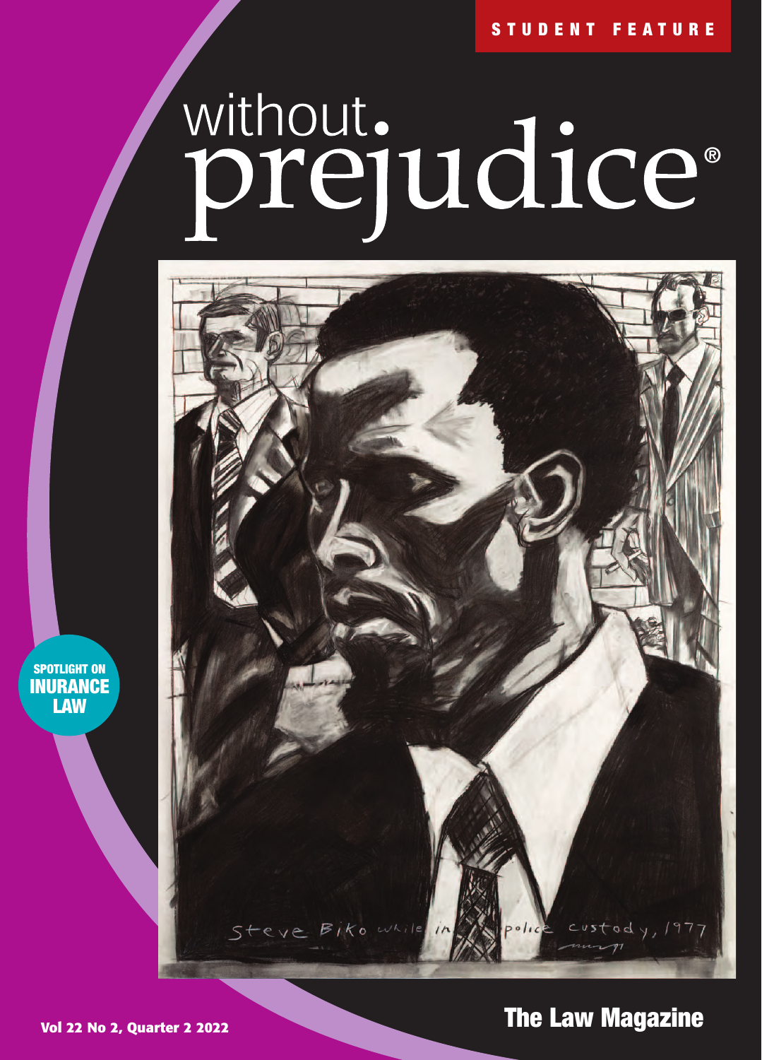STUDENT FEATURE

# without prejudice®

SPOTLIGHT ON INURANCE LAW

Steve Biko while in police custody, 1977

Vol 22 No 2, Quarter 2 2022

The Law Magazine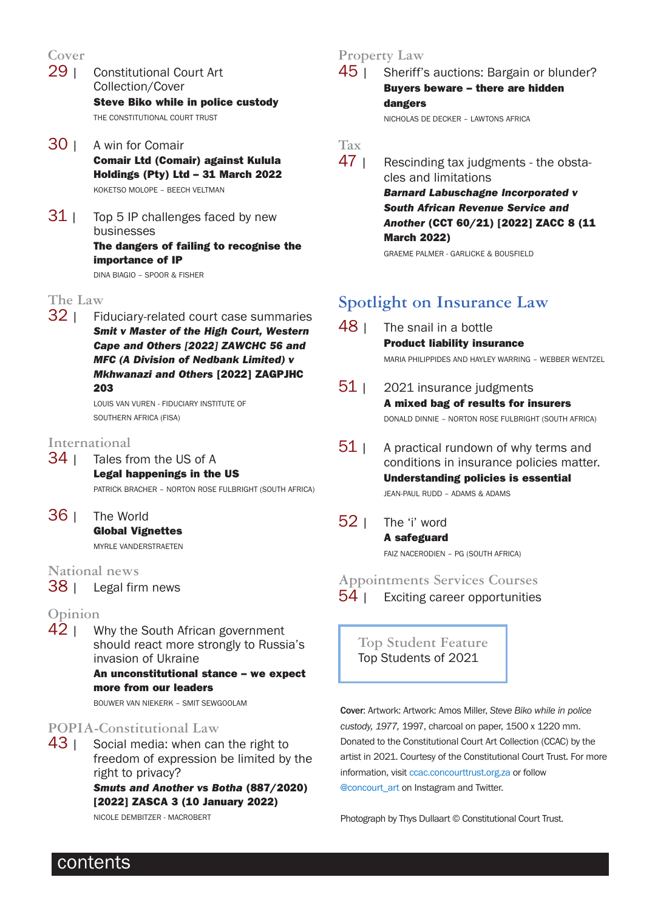# contents

## Cover

**29 |** Constitutional Court Art Collection/Cover
**Steve Biko while in police custody**
THE CONSTITUTIONAL COURT TRUST

**30 |** A win for Comair
**Comair Ltd (Comair) against Kulula Holdings (Pty) Ltd – 31 March 2022**
KOKETSO MOLOPE – BEECH VELTMAN

**31 |** Top 5 IP challenges faced by new businesses
**The dangers of failing to recognise the importance of IP**
DINA BIAGIO – SPOOR & FISHER

## The Law

**32 |** Fiduciary-related court case summaries
***Smit v Master of the High Court, Western Cape and Others [2022] ZAWCHC 56 and MFC (A Division of Nedbank Limited) v Mkhwanazi and Others* [2022] ZAGPJHC 203**
LOUIS VAN VUREN - FIDUCIARY INSTITUTE OF SOUTHERN AFRICA (FISA)

## International

**34 |** Tales from the US of A
**Legal happenings in the US**
PATRICK BRACHER – NORTON ROSE FULBRIGHT (SOUTH AFRICA)

**36 |** The World
**Global Vignettes**
MYRLE VANDERSTRAETEN

## National news

**38 |** Legal firm news

## Opinion

**42 |** Why the South African government should react more strongly to Russia's invasion of Ukraine
**An unconstitutional stance – we expect more from our leaders**
BOUWER VAN NIEKERK – SMIT SEWGOOLAM

## POPIA-Constitutional Law

**43 |** Social media: when can the right to freedom of expression be limited by the right to privacy?
***Smuts and Another vs Botha* (887/2020) [2022] ZASCA 3 (10 January 2022)**
NICOLE DEMBITZER - MACROBERT

## Property Law

**45 |** Sheriff's auctions: Bargain or blunder?
**Buyers beware – there are hidden dangers**
NICHOLAS DE DECKER – LAWTONS AFRICA

## Tax

**47 |** Rescinding tax judgments - the obstacles and limitations
***Barnard Labuschagne Incorporated v South African Revenue Service and Another* (CCT 60/21) [2022] ZACC 8 (11 March 2022)**
GRAEME PALMER - GARLICKE & BOUSFIELD

## Spotlight on Insurance Law

**48 |** The snail in a bottle
**Product liability insurance**
MARIA PHILIPPIDES AND HAYLEY WARRING – WEBBER WENTZEL

**51 |** 2021 insurance judgments
**A mixed bag of results for insurers**
DONALD DINNIE – NORTON ROSE FULBRIGHT (SOUTH AFRICA)

**51 |** A practical rundown of why terms and conditions in insurance policies matter.
**Understanding policies is essential**
JEAN-PAUL RUDD – ADAMS & ADAMS

**52 |** The 'i' word
**A safeguard**
FAIZ NACERODIEN – PG (SOUTH AFRICA)

## Appointments Services Courses

**54 |** Exciting career opportunities

## Top Student Feature

Top Students of 2021

**Cover**: Artwork: Artwork: Amos Miller, *Steve Biko while in police custody, 1977*, 1997, charcoal on paper, 1500 x 1220 mm. Donated to the Constitutional Court Art Collection (CCAC) by the artist in 2021. Courtesy of the Constitutional Court Trust. For more information, visit ccac.concourttrust.org.za or follow @concourt_art on Instagram and Twitter.

Photograph by Thys Dullaart © Constitutional Court Trust.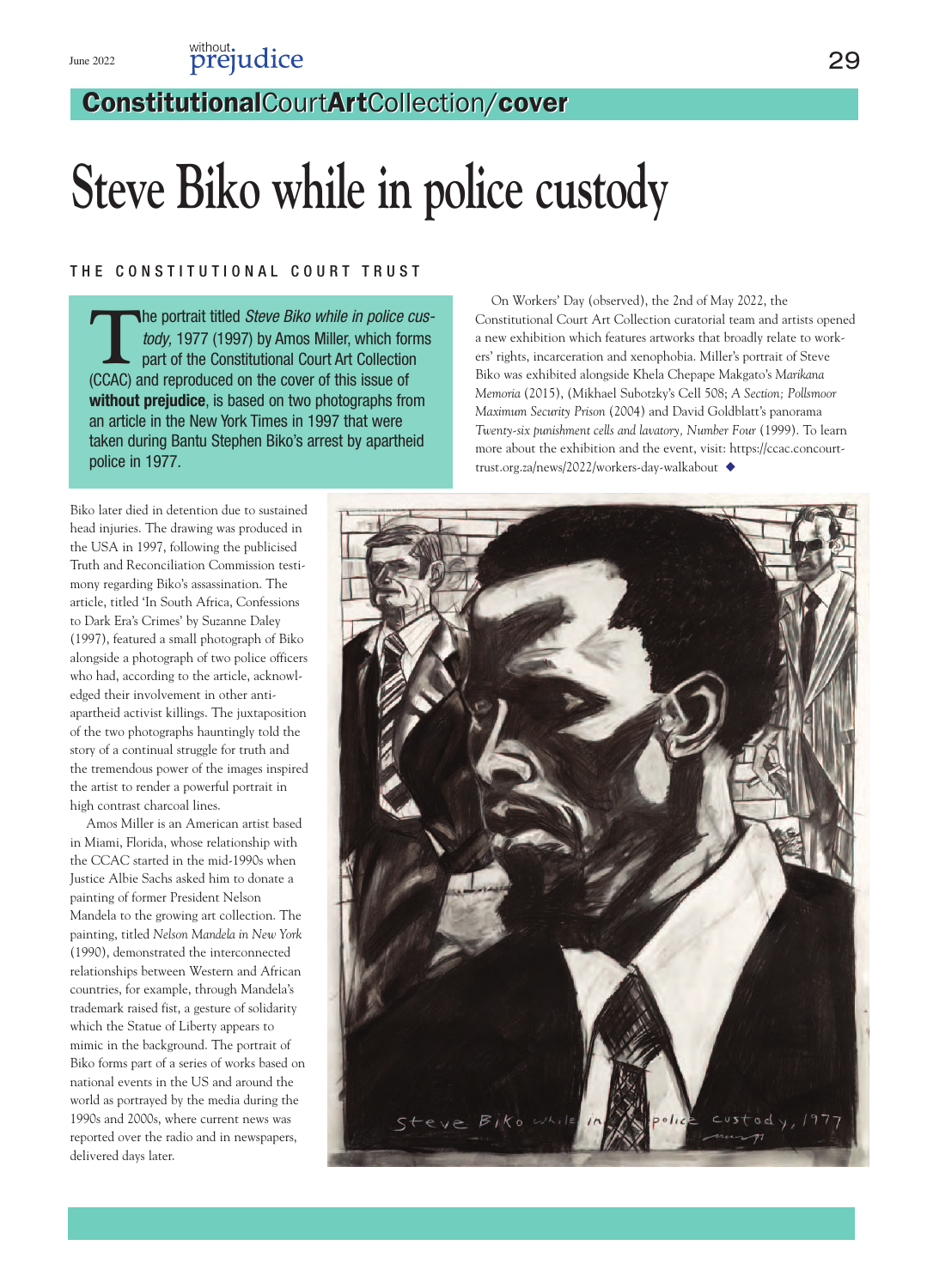## ConstitutionalCourtArtCollection/cover

# Steve Biko while in police custody

THE CONSTITUTIONAL COURT TRUST

**The portrait titled *Steve Biko while in police custody,* 1977 (1997) by Amos Miller, which forms part of the Constitutional Court Art Collection (CCAC) and reproduced on the cover of this issue of without prejudice, is based on two photographs from an article in the New York Times in 1997 that were taken during Bantu Stephen Biko's arrest by apartheid police in 1977.**

Biko later died in detention due to sustained head injuries. The drawing was produced in the USA in 1997, following the publicised Truth and Reconciliation Commission testimony regarding Biko's assassination. The article, titled 'In South Africa, Confessions to Dark Era's Crimes' by Suzanne Daley (1997), featured a small photograph of Biko alongside a photograph of two police officers who had, according to the article, acknowledged their involvement in other anti-apartheid activist killings. The juxtaposition of the two photographs hauntingly told the story of a continual struggle for truth and the tremendous power of the images inspired the artist to render a powerful portrait in high contrast charcoal lines.

Amos Miller is an American artist based in Miami, Florida, whose relationship with the CCAC started in the mid-1990s when Justice Albie Sachs asked him to donate a painting of former President Nelson Mandela to the growing art collection. The painting, titled *Nelson Mandela in New York* (1990), demonstrated the interconnected relationships between Western and African countries, for example, through Mandela's trademark raised fist, a gesture of solidarity which the Statue of Liberty appears to mimic in the background. The portrait of Biko forms part of a series of works based on national events in the US and around the world as portrayed by the media during the 1990s and 2000s, where current news was reported over the radio and in newspapers, delivered days later.

On Workers' Day (observed), the 2nd of May 2022, the Constitutional Court Art Collection curatorial team and artists opened a new exhibition which features artworks that broadly relate to workers' rights, incarceration and xenophobia. Miller's portrait of Steve Biko was exhibited alongside Khela Chepape Makgato's *Marikana Memoria* (2015), (Mikhael Subotzky's Cell 508; *A Section; Pollsmoor Maximum Security Prison* (2004) and David Goldblatt's panorama *Twenty-six punishment cells and lavatory, Number Four* (1999). To learn more about the exhibition and the event, visit: https://ccac.concourttrust.org.za/news/2022/workers-day-walkabout ◆